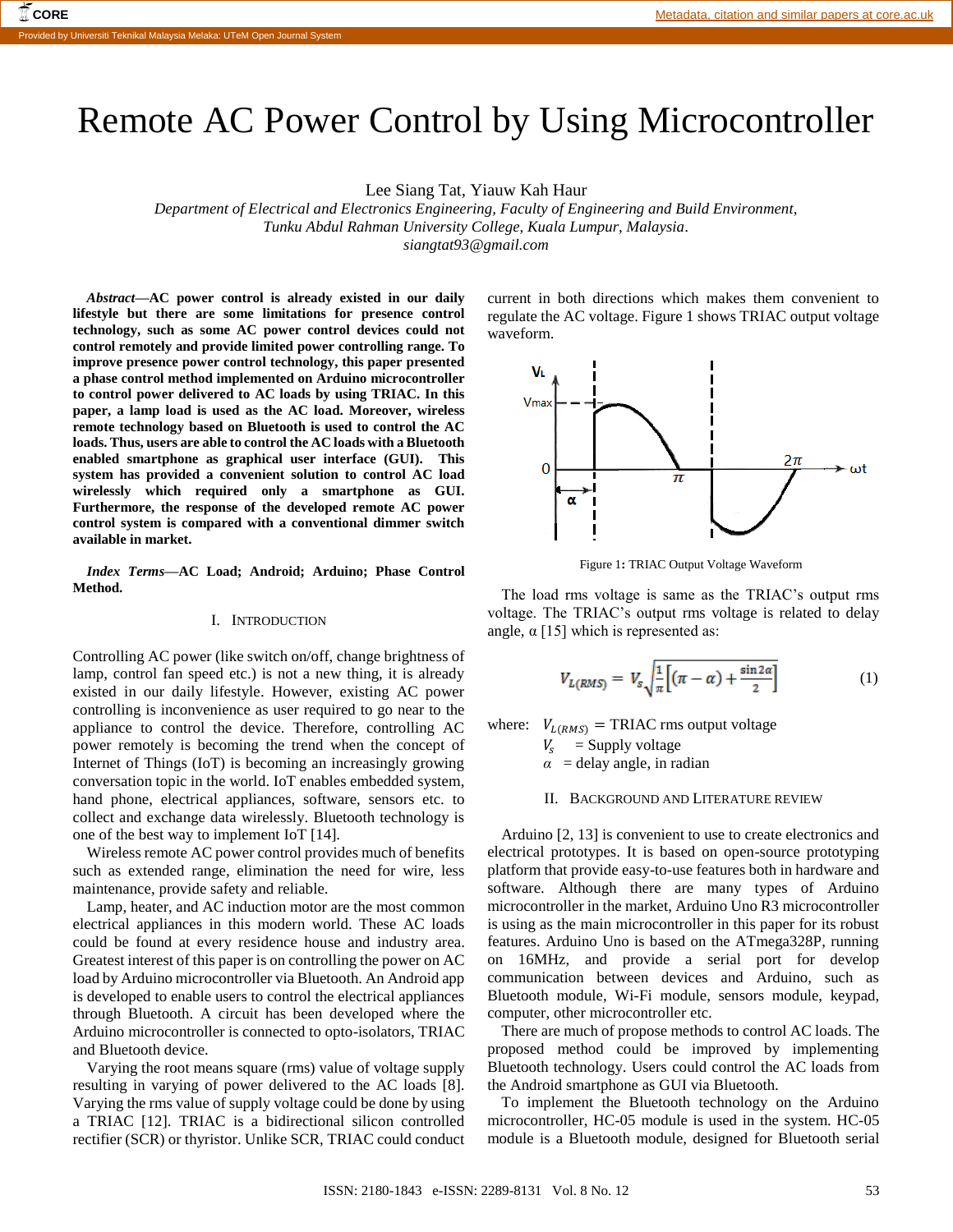# Remote AC Power Control by Using Microcontroller

Lee Siang Tat, Yiauw Kah Haur

*Department of Electrical and Electronics Engineering, Faculty of Engineering and Build Environment, Tunku Abdul Rahman University College, Kuala Lumpur, Malaysia.*

*siangtat93@gmail.com*

***Abstract*—AC power control is already existed in our daily lifestyle but there are some limitations for presence control technology, such as some AC power control devices could not control remotely and provide limited power controlling range. To improve presence power control technology, this paper presented a phase control method implemented on Arduino microcontroller to control power delivered to AC loads by using TRIAC. In this paper, a lamp load is used as the AC load. Moreover, wireless remote technology based on Bluetooth is used to control the AC loads. Thus, users are able to control the AC loads with a Bluetooth enabled smartphone as graphical user interface (GUI). This system has provided a convenient solution to control AC load wirelessly which required only a smartphone as GUI. Furthermore, the response of the developed remote AC power control system is compared with a conventional dimmer switch available in market.**

***Index Terms*—AC Load; Android; Arduino; Phase Control Method.**

## I. INTRODUCTION

Controlling AC power (like switch on/off, change brightness of lamp, control fan speed etc.) is not a new thing, it is already existed in our daily lifestyle. However, existing AC power controlling is inconvenience as user required to go near to the appliance to control the device. Therefore, controlling AC power remotely is becoming the trend when the concept of Internet of Things (IoT) is becoming an increasingly growing conversation topic in the world. IoT enables embedded system, hand phone, electrical appliances, software, sensors etc. to collect and exchange data wirelessly. Bluetooth technology is one of the best way to implement IoT [14].

Wireless remote AC power control provides much of benefits such as extended range, elimination the need for wire, less maintenance, provide safety and reliable.

Lamp, heater, and AC induction motor are the most common electrical appliances in this modern world. These AC loads could be found at every residence house and industry area. Greatest interest of this paper is on controlling the power on AC load by Arduino microcontroller via Bluetooth. An Android app is developed to enable users to control the electrical appliances through Bluetooth. A circuit has developed where the Arduino microcontroller is connected to opto-isolators, TRIAC and Bluetooth device.

Varying the root means square (rms) value of voltage supply resulting in varying of power delivered to the AC loads [8]. Varying the rms value of supply voltage could be done by using a TRIAC [12]. TRIAC is a bidirectional silicon controlled rectifier (SCR) or thyristor. Unlike SCR, TRIAC could conduct current in both directions which makes them convenient to regulate the AC voltage. Figure 1 shows TRIAC output voltage waveform.

Figure 1: TRIAC Output Voltage Waveform

The load rms voltage is same as the TRIAC's output rms voltage. The TRIAC's output rms voltage is related to delay angle, α [15] which is represented as:

$$V_{L(RMS)} = V_s\sqrt{\frac{1}{\pi}\left[(\pi-\alpha)+\frac{\sin 2\alpha}{2}\right]} \tag{1}$$

where: $V_{L(RMS)}$ = TRIAC rms output voltage
$V_s$ = Supply voltage
$\alpha$ = delay angle, in radian

## II. BACKGROUND AND LITERATURE REVIEW

Arduino [2, 13] is convenient to use to create electronics and electrical prototypes. It is based on open-source prototyping platform that provide easy-to-use features both in hardware and software. Although there are many types of Arduino microcontroller in the market, Arduino Uno R3 microcontroller is using as the main microcontroller in this paper for its robust features. Arduino Uno is based on the ATmega328P, running on 16MHz, and provide a serial port for develop communication between devices and Arduino, such as Bluetooth module, Wi-Fi module, sensors module, keypad, computer, other microcontroller etc.

There are much of propose methods to control AC loads. The proposed method could be improved by implementing Bluetooth technology. Users could control the AC loads from the Android smartphone as GUI via Bluetooth.

To implement the Bluetooth technology on the Arduino microcontroller, HC-05 module is used in the system. HC-05 module is a Bluetooth module, designed for Bluetooth serial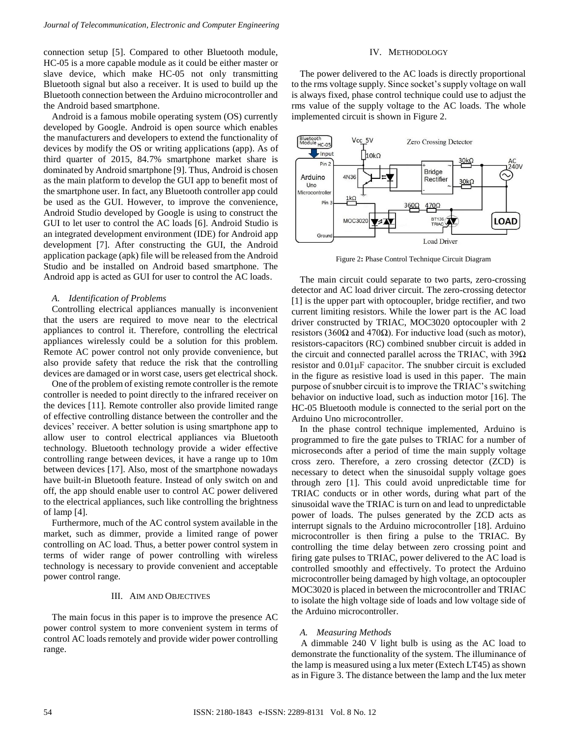connection setup [5]. Compared to other Bluetooth module, HC-05 is a more capable module as it could be either master or slave device, which make HC-05 not only transmitting Bluetooth signal but also a receiver. It is used to build up the Bluetooth connection between the Arduino microcontroller and the Android based smartphone.

Android is a famous mobile operating system (OS) currently developed by Google. Android is open source which enables the manufacturers and developers to extend the functionality of devices by modify the OS or writing applications (app). As of third quarter of 2015, 84.7% smartphone market share is dominated by Android smartphone [9]. Thus, Android is chosen as the main platform to develop the GUI app to benefit most of the smartphone user. In fact, any Bluetooth controller app could be used as the GUI. However, to improve the convenience, Android Studio developed by Google is using to construct the GUI to let user to control the AC loads [6]. Android Studio is an integrated development environment (IDE) for Android app development [7]. After constructing the GUI, the Android application package (apk) file will be released from the Android Studio and be installed on Android based smartphone. The Android app is acted as GUI for user to control the AC loads.

### *A. Identification of Problems*

Controlling electrical appliances manually is inconvenient that the users are required to move near to the electrical appliances to control it. Therefore, controlling the electrical appliances wirelessly could be a solution for this problem. Remote AC power control not only provide convenience, but also provide safety that reduce the risk that the controlling devices are damaged or in worst case, users get electrical shock.

One of the problem of existing remote controller is the remote controller is needed to point directly to the infrared receiver on the devices [11]. Remote controller also provide limited range of effective controlling distance between the controller and the devices' receiver. A better solution is using smartphone app to allow user to control electrical appliances via Bluetooth technology. Bluetooth technology provide a wider effective controlling range between devices, it have a range up to 10m between devices [17]. Also, most of the smartphone nowadays have built-in Bluetooth feature. Instead of only switch on and off, the app should enable user to control AC power delivered to the electrical appliances, such like controlling the brightness of lamp [4].

Furthermore, much of the AC control system available in the market, such as dimmer, provide a limited range of power controlling on AC load. Thus, a better power control system in terms of wider range of power controlling with wireless technology is necessary to provide convenient and acceptable power control range.

## III. Aim and Objectives

The main focus in this paper is to improve the presence AC power control system to more convenient system in terms of control AC loads remotely and provide wider power controlling range.

## IV. Methodology

The power delivered to the AC loads is directly proportional to the rms voltage supply. Since socket's supply voltage on wall is always fixed, phase control technique could use to adjust the rms value of the supply voltage to the AC loads. The whole implemented circuit is shown in Figure 2.

Figure 2: Phase Control Technique Circuit Diagram

The main circuit could separate to two parts, zero-crossing detector and AC load driver circuit. The zero-crossing detector [1] is the upper part with optocoupler, bridge rectifier, and two current limiting resistors. While the lower part is the AC load driver constructed by TRIAC, MOC3020 optocoupler with 2 resistors (360Ω and 470Ω). For inductive load (such as motor), resistors-capacitors (RC) combined snubber circuit is added in the circuit and connected parallel across the TRIAC, with 39Ω resistor and 0.01μF capacitor. The snubber circuit is excluded in the figure as resistive load is used in this paper. The main purpose of snubber circuit is to improve the TRIAC's switching behavior on inductive load, such as induction motor [16]. The HC-05 Bluetooth module is connected to the serial port on the Arduino Uno microcontroller.

In the phase control technique implemented, Arduino is programmed to fire the gate pulses to TRIAC for a number of microseconds after a period of time the main supply voltage cross zero. Therefore, a zero crossing detector (ZCD) is necessary to detect when the sinusoidal supply voltage goes through zero [1]. This could avoid unpredictable time for TRIAC conducts or in other words, during what part of the sinusoidal wave the TRIAC is turn on and lead to unpredictable power of loads. The pulses generated by the ZCD acts as interrupt signals to the Arduino microcontroller [18]. Arduino microcontroller is then firing a pulse to the TRIAC. By controlling the time delay between zero crossing point and firing gate pulses to TRIAC, power delivered to the AC load is controlled smoothly and effectively. To protect the Arduino microcontroller being damaged by high voltage, an optocoupler MOC3020 is placed in between the microcontroller and TRIAC to isolate the high voltage side of loads and low voltage side of the Arduino microcontroller.

### *A. Measuring Methods*

A dimmable 240 V light bulb is using as the AC load to demonstrate the functionality of the system. The illuminance of the lamp is measured using a lux meter (Extech LT45) as shown as in Figure 3. The distance between the lamp and the lux meter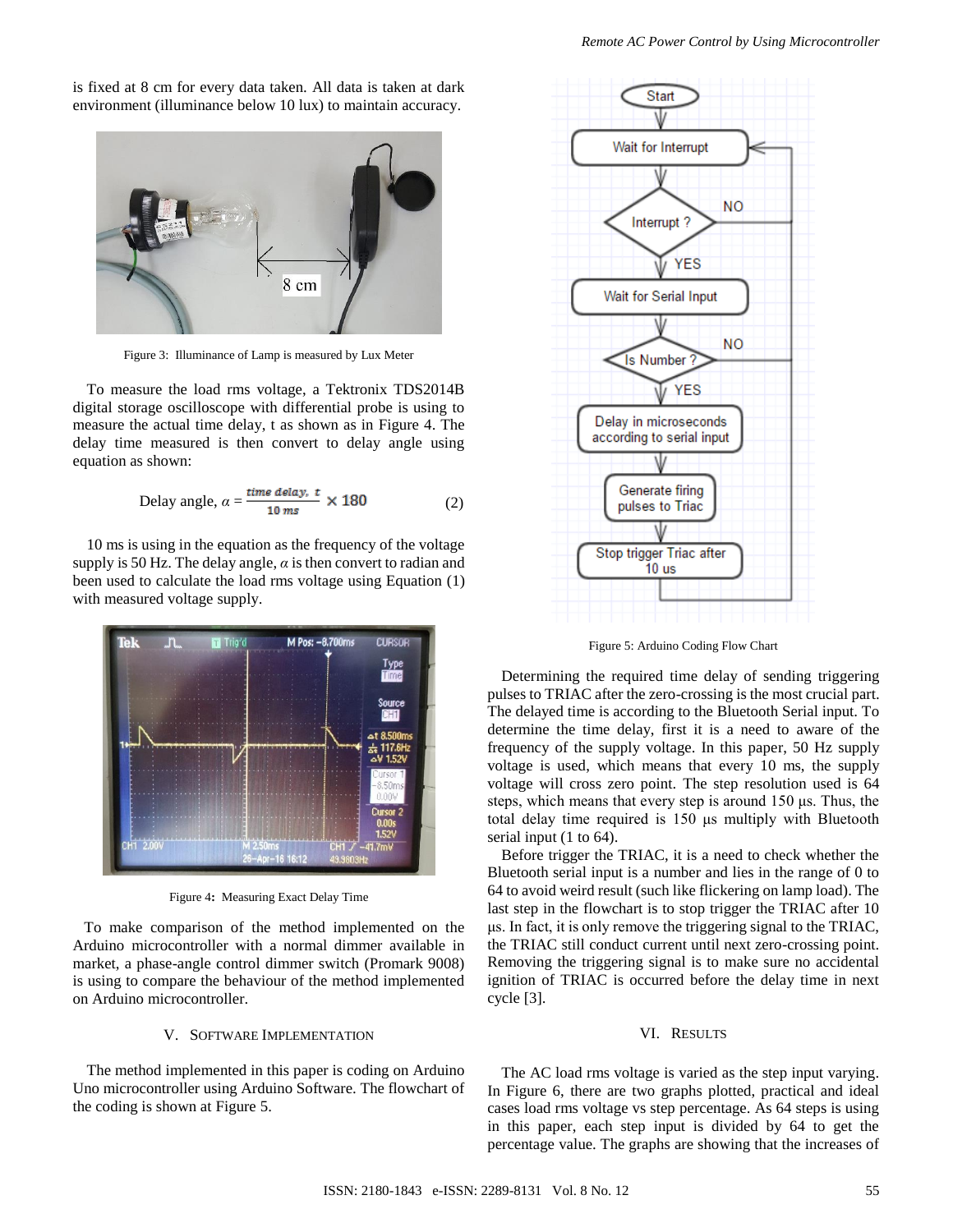is fixed at 8 cm for every data taken. All data is taken at dark environment (illuminance below 10 lux) to maintain accuracy.

Figure 3: Illuminance of Lamp is measured by Lux Meter

To measure the load rms voltage, a Tektronix TDS2014B digital storage oscilloscope with differential probe is using to measure the actual time delay, t as shown as in Figure 4. The delay time measured is then convert to delay angle using equation as shown:

$$\text{Delay angle, } \alpha = \frac{\text{time delay, } t}{10\ ms} \times 180 \tag{2}$$

10 ms is using in the equation as the frequency of the voltage supply is 50 Hz. The delay angle, $\alpha$ is then convert to radian and been used to calculate the load rms voltage using Equation (1) with measured voltage supply.

Figure 4: Measuring Exact Delay Time

To make comparison of the method implemented on the Arduino microcontroller with a normal dimmer available in market, a phase-angle control dimmer switch (Promark 9008) is using to compare the behaviour of the method implemented on Arduino microcontroller.

## V. Software Implementation

The method implemented in this paper is coding on Arduino Uno microcontroller using Arduino Software. The flowchart of the coding is shown at Figure 5.

Figure 5: Arduino Coding Flow Chart

Determining the required time delay of sending triggering pulses to TRIAC after the zero-crossing is the most crucial part. The delayed time is according to the Bluetooth Serial input. To determine the time delay, first it is a need to aware of the frequency of the supply voltage. In this paper, 50 Hz supply voltage is used, which means that every 10 ms, the supply voltage will cross zero point. The step resolution used is 64 steps, which means that every step is around 150 µs. Thus, the total delay time required is 150 µs multiply with Bluetooth serial input (1 to 64).

Before trigger the TRIAC, it is a need to check whether the Bluetooth serial input is a number and lies in the range of 0 to 64 to avoid weird result (such like flickering on lamp load). The last step in the flowchart is to stop trigger the TRIAC after 10 µs. In fact, it is only remove the triggering signal to the TRIAC, the TRIAC still conduct current until next zero-crossing point. Removing the triggering signal is to make sure no accidental ignition of TRIAC is occurred before the delay time in next cycle [3].

## VI. Results

The AC load rms voltage is varied as the step input varying. In Figure 6, there are two graphs plotted, practical and ideal cases load rms voltage vs step percentage. As 64 steps is using in this paper, each step input is divided by 64 to get the percentage value. The graphs are showing that the increases of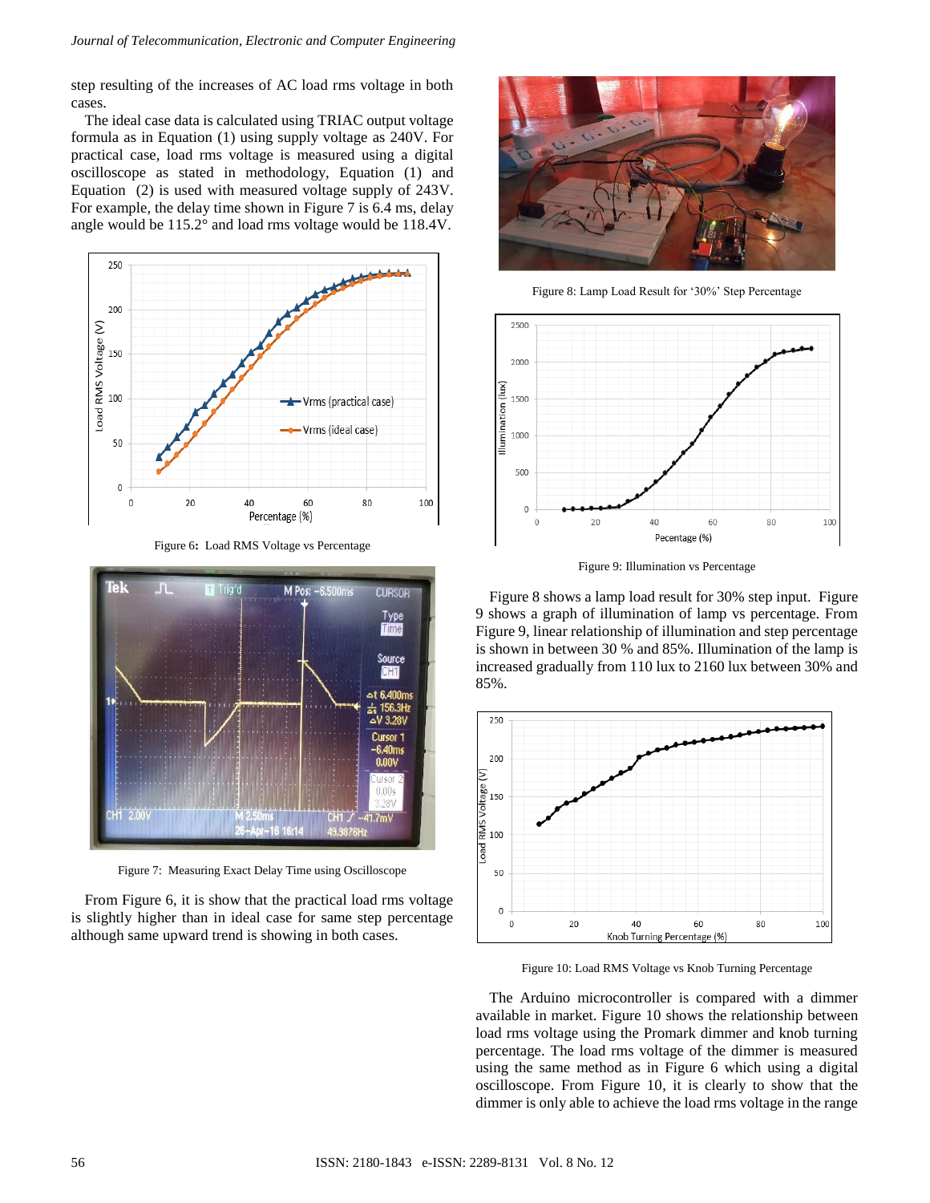step resulting of the increases of AC load rms voltage in both cases.

The ideal case data is calculated using TRIAC output voltage formula as in Equation (1) using supply voltage as 240V. For practical case, load rms voltage is measured using a digital oscilloscope as stated in methodology, Equation (1) and Equation (2) is used with measured voltage supply of 243V. For example, the delay time shown in Figure 7 is 6.4 ms, delay angle would be 115.2° and load rms voltage would be 118.4V.

Figure 6: Load RMS Voltage vs Percentage

Figure 7: Measuring Exact Delay Time using Oscilloscope

From Figure 6, it is show that the practical load rms voltage is slightly higher than in ideal case for same step percentage although same upward trend is showing in both cases.

Figure 8: Lamp Load Result for '30%' Step Percentage

Figure 9: Illumination vs Percentage

Figure 8 shows a lamp load result for 30% step input. Figure 9 shows a graph of illumination of lamp vs percentage. From Figure 9, linear relationship of illumination and step percentage is shown in between 30 % and 85%. Illumination of the lamp is increased gradually from 110 lux to 2160 lux between 30% and 85%.

Figure 10: Load RMS Voltage vs Knob Turning Percentage

The Arduino microcontroller is compared with a dimmer available in market. Figure 10 shows the relationship between load rms voltage using the Promark dimmer and knob turning percentage. The load rms voltage of the dimmer is measured using the same method as in Figure 6 which using a digital oscilloscope. From Figure 10, it is clearly to show that the dimmer is only able to achieve the load rms voltage in the range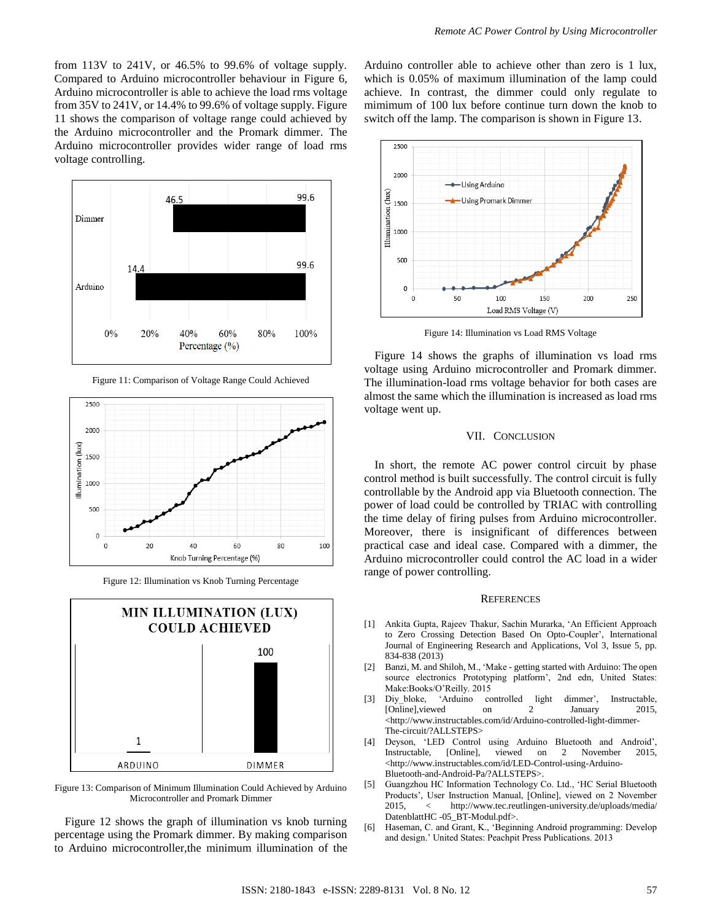from 113V to 241V, or 46.5% to 99.6% of voltage supply. Compared to Arduino microcontroller behaviour in Figure 6, Arduino microcontroller is able to achieve the load rms voltage from 35V to 241V, or 14.4% to 99.6% of voltage supply. Figure 11 shows the comparison of voltage range could achieved by the Arduino microcontroller and the Promark dimmer. The Arduino microcontroller provides wider range of load rms voltage controlling.

Figure 11: Comparison of Voltage Range Could Achieved

Figure 12: Illumination vs Knob Turning Percentage

Figure 13: Comparison of Minimum Illumination Could Achieved by Arduino Microcontroller and Promark Dimmer

Figure 12 shows the graph of illumination vs knob turning percentage using the Promark dimmer. By making comparison to Arduino microcontroller,the minimum illumination of the Arduino controller able to achieve other than zero is 1 lux, which is 0.05% of maximum illumination of the lamp could achieve. In contrast, the dimmer could only regulate to mimimum of 100 lux before continue turn down the knob to switch off the lamp. The comparison is shown in Figure 13.

Figure 14: Illumination vs Load RMS Voltage

Figure 14 shows the graphs of illumination vs load rms voltage using Arduino microcontroller and Promark dimmer. The illumination-load rms voltage behavior for both cases are almost the same which the illumination is increased as load rms voltage went up.

## VII. Conclusion

In short, the remote AC power control circuit by phase control method is built successfully. The control circuit is fully controllable by the Android app via Bluetooth connection. The power of load could be controlled by TRIAC with controlling the time delay of firing pulses from Arduino microcontroller. Moreover, there is insignificant of differences between practical case and ideal case. Compared with a dimmer, the Arduino microcontroller could control the AC load in a wider range of power controlling.

## References

[1] Ankita Gupta, Rajeev Thakur, Sachin Murarka, 'An Efficient Approach to Zero Crossing Detection Based On Opto-Coupler', International Journal of Engineering Research and Applications, Vol 3, Issue 5, pp. 834-838 (2013)

[2] Banzi, M. and Shiloh, M., 'Make - getting started with Arduino: The open source electronics Prototyping platform', 2nd edn, United States: Make:Books/O'Reilly. 2015

[3] Diy_bloke, 'Arduino controlled light dimmer', Instructable, [Online],viewed on 2 January 2015, <http://www.instructables.com/id/Arduino-controlled-light-dimmer-The-circuit/?ALLSTEPS>

[4] Deyson, 'LED Control using Arduino Bluetooth and Android', Instructable, [Online], viewed on 2 November 2015, <http://www.instructables.com/id/LED-Control-using-Arduino-Bluetooth-and-Android-Pa/?ALLSTEPS>.

[5] Guangzhou HC Information Technology Co. Ltd., 'HC Serial Bluetooth Products', User Instruction Manual, [Online], viewed on 2 November 2015, < http://www.tec.reutlingen-university.de/uploads/media/DatenblattHC -05_BT-Modul.pdf>.

[6] Haseman, C. and Grant, K., 'Beginning Android programming: Develop and design.' United States: Peachpit Press Publications. 2013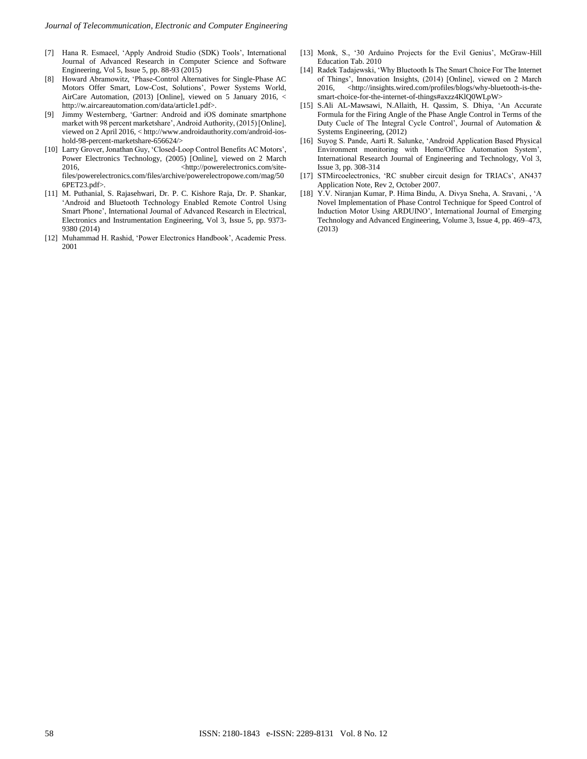[7] Hana R. Esmaeel, 'Apply Android Studio (SDK) Tools', International Journal of Advanced Research in Computer Science and Software Engineering, Vol 5, Issue 5, pp. 88-93 (2015)

[8] Howard Abramowitz, 'Phase-Control Alternatives for Single-Phase AC Motors Offer Smart, Low-Cost, Solutions', Power Systems World, AirCare Automation, (2013) [Online], viewed on 5 January 2016, < http://w.aircareautomation.com/data/article1.pdf>.

[9] Jimmy Westernberg, 'Gartner: Android and iOS dominate smartphone market with 98 percent marketshare', Android Authority, (2015) [Online], viewed on 2 April 2016, < http://www.androidauthority.com/android-ios-hold-98-percent-marketshare-656624/>

[10] Larry Grover, Jonathan Guy, 'Closed-Loop Control Benefits AC Motors', Power Electronics Technology, (2005) [Online], viewed on 2 March 2016, <http://powerelectronics.com/site-files/powerelectronics.com/files/archive/powerelectropowe.com/mag/506PET23.pdf>.

[11] M. Puthanial, S. Rajasehwari, Dr. P. C. Kishore Raja, Dr. P. Shankar, 'Android and Bluetooth Technology Enabled Remote Control Using Smart Phone', International Journal of Advanced Research in Electrical, Electronics and Instrumentation Engineering, Vol 3, Issue 5, pp. 9373-9380 (2014)

[12] Muhammad H. Rashid, 'Power Electronics Handbook', Academic Press. 2001

[13] Monk, S., '30 Arduino Projects for the Evil Genius', McGraw-Hill Education Tab. 2010

[14] Radek Tadajewski, 'Why Bluetooth Is The Smart Choice For The Internet of Things', Innovation Insights, (2014) [Online], viewed on 2 March 2016, <http://insights.wired.com/profiles/blogs/why-bluetooth-is-the-smart-choice-for-the-internet-of-things#axzz4KlQ0WLpW>

[15] S.Ali AL-Mawsawi, N.Allaith, H. Qassim, S. Dhiya, 'An Accurate Formula for the Firing Angle of the Phase Angle Control in Terms of the Duty Cucle of The Integral Cycle Control', Journal of Automation & Systems Engineering, (2012)

[16] Suyog S. Pande, Aarti R. Salunke, 'Android Application Based Physical Environment monitoring with Home/Office Automation System', International Research Journal of Engineering and Technology, Vol 3, Issue 3, pp. 308-314

[17] STMircoelectronics, 'RC snubber circuit design for TRIACs', AN437 Application Note, Rev 2, October 2007.

[18] Y.V. Niranjan Kumar, P. Hima Bindu, A. Divya Sneha, A. Sravani, , 'A Novel Implementation of Phase Control Technique for Speed Control of Induction Motor Using ARDUINO', International Journal of Emerging Technology and Advanced Engineering, Volume 3, Issue 4, pp. 469–473, (2013)